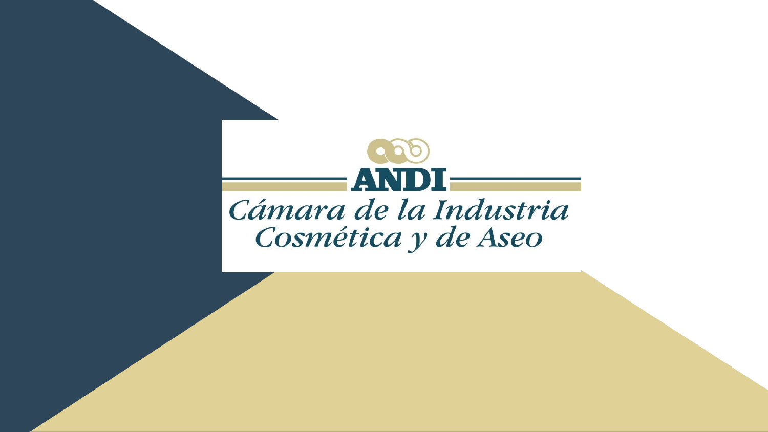# ANDI

## Cámara de la Industria Cosmética y de Aseo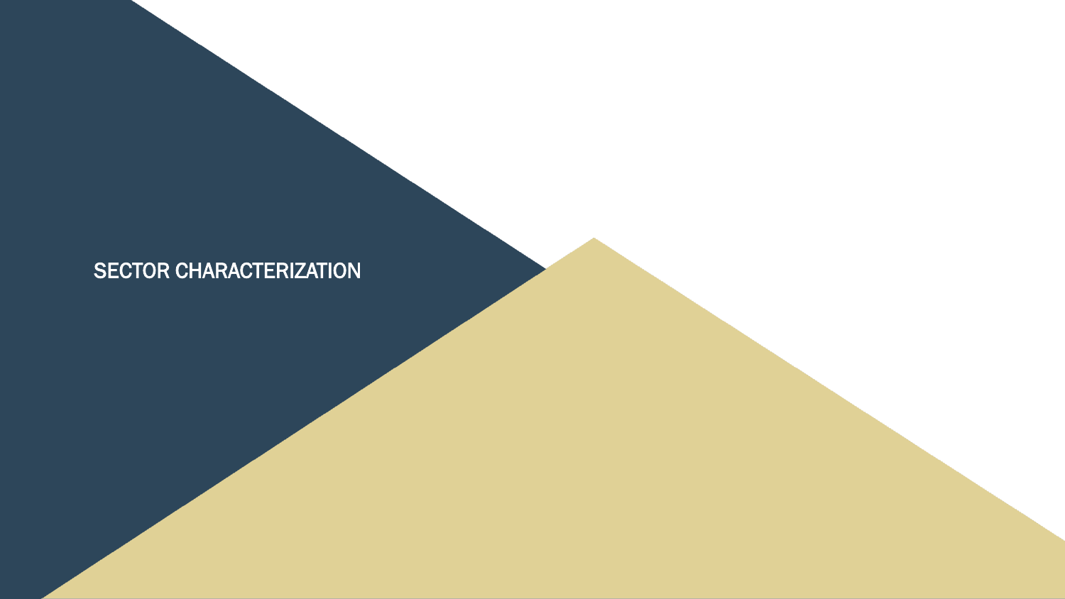# SECTOR CHARACTERIZATION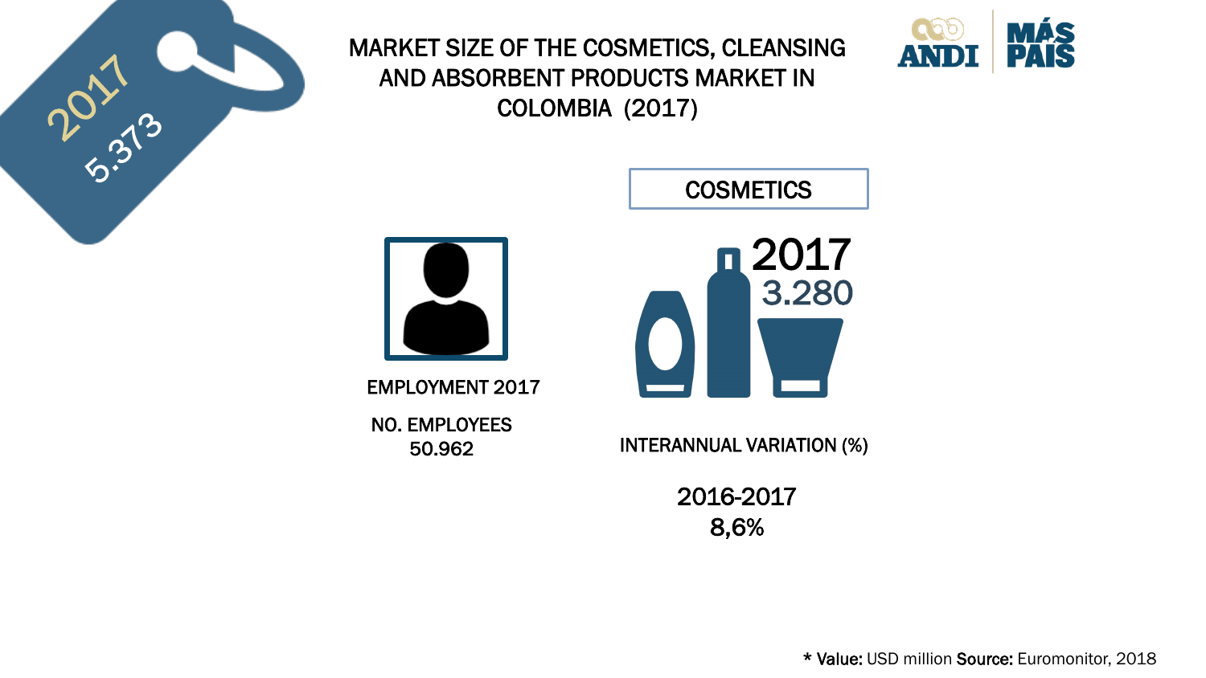2017

5.373

# MARKET SIZE OF THE COSMETICS, CLEANSING AND ABSORBENT PRODUCTS MARKET IN COLOMBIA (2017)

ANDI | MÁS PAÍS

## COSMETICS

2017

3.280

EMPLOYMENT 2017

NO. EMPLOYEES

50.962

INTERANNUAL VARIATION (%)

2016-2017

8,6%

* **Value:** USD million **Source:** Euromonitor, 2018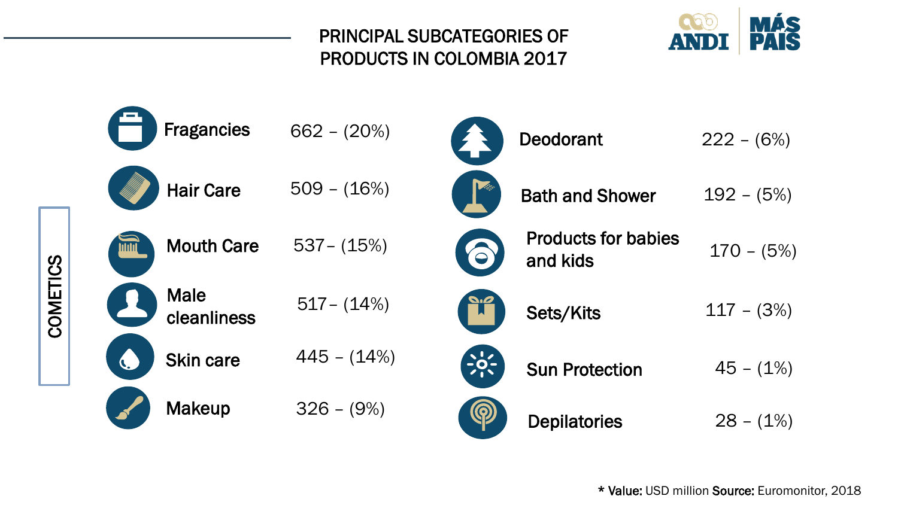# PRINCIPAL SUBCATEGORIES OF PRODUCTS IN COLOMBIA 2017

ANDI | MÁS PAÍS

COMETICS

| Subcategory | Value |
| --- | --- |
| Fragancies | 662 – (20%) |
| Hair Care | 509 – (16%) |
| Mouth Care | 537 – (15%) |
| Male cleanliness | 517 – (14%) |
| Skin care | 445 – (14%) |
| Makeup | 326 – (9%) |
| Deodorant | 222 – (6%) |
| Bath and Shower | 192 – (5%) |
| Products for babies and kids | 170 – (5%) |
| Sets/Kits | 117 – (3%) |
| Sun Protection | 45 – (1%) |
| Depilatories | 28 – (1%) |

* **Value:** USD million **Source:** Euromonitor, 2018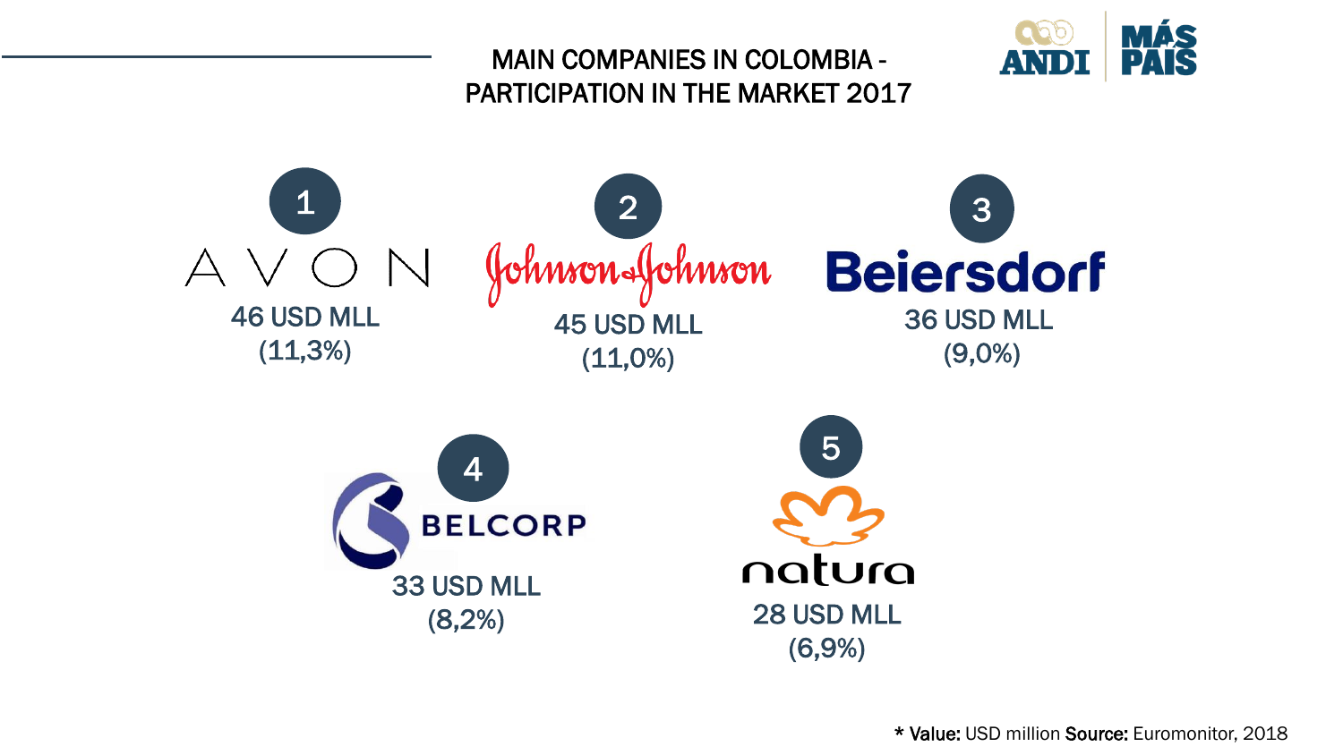## MAIN COMPANIES IN COLOMBIA - PARTICIPATION IN THE MARKET 2017

| Rank | Company | Value | Share |
|---|---|---|---|
| 1 | AVON | 46 USD MLL | (11,3%) |
| 2 | Johnson & Johnson | 45 USD MLL | (11,0%) |
| 3 | Beiersdorf | 36 USD MLL | (9,0%) |
| 4 | BELCORP | 33 USD MLL | (8,2%) |
| 5 | natura | 28 USD MLL | (6,9%) |

* **Value:** USD million **Source:** Euromonitor, 2018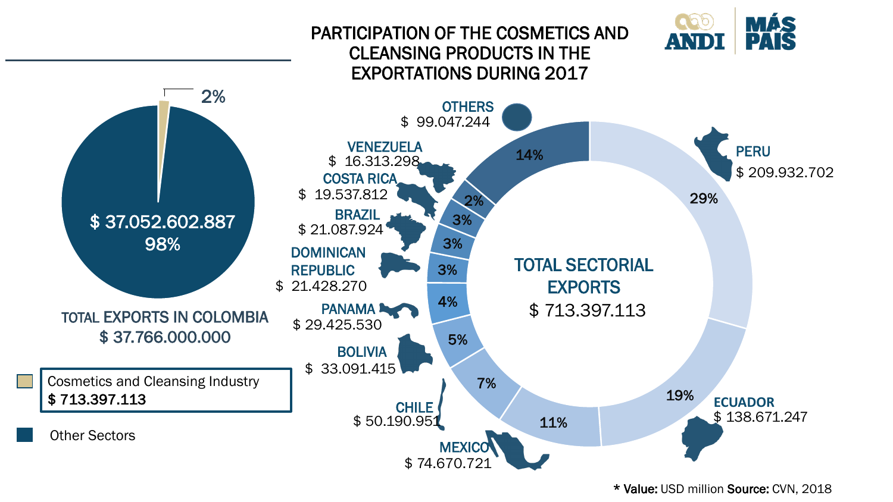# PARTICIPATION OF THE COSMETICS AND CLEANSING PRODUCTS IN THE EXPORTATIONS DURING 2017

ANDI | MÁS PAÍS

**TOTAL EXPORTS IN COLOMBIA**
$ 37.766.000.000

| Sector | Value | Share |
| --- | --- | --- |
| Cosmetics and Cleansing Industry | $ 713.397.113 | 2% |
| Other Sectors | $ 37.052.602.887 | 98% |

**TOTAL SECTORIAL EXPORTS**
$ 713.397.113

| Country | Value | Share |
| --- | --- | --- |
| PERU | $ 209.932.702 | 29% |
| ECUADOR | $ 138.671.247 | 19% |
| MEXICO | $ 74.670.721 | 11% |
| CHILE | $ 50.190.951 | 7% |
| BOLIVIA | $ 33.091.415 | 5% |
| PANAMA | $ 29.425.530 | 4% |
| DOMINICAN REPUBLIC | $ 21.428.270 | 3% |
| BRAZIL | $ 21.087.924 | 3% |
| COSTA RICA | $ 19.537.812 | 3% |
| VENEZUELA | $ 16.313.298 | 2% |
| OTHERS | $ 99.047.244 | 14% |

* **Value:** USD million **Source:** CVN, 2018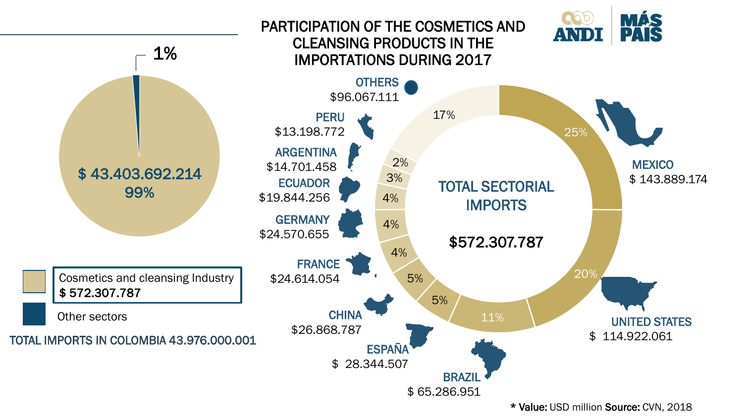# PARTICIPATION OF THE COSMETICS AND CLEANSING PRODUCTS IN THE IMPORTATIONS DURING 2017

ANDI | MÁS PAÍS

- $ 43.403.692.214 — 99%
- 1%

- Cosmetics and cleansing Industry **$ 572.307.787**
- Other sectors

TOTAL IMPORTS IN COLOMBIA 43.976.000.001

**TOTAL SECTORIAL IMPORTS**

**$572.307.787**

| Country | Value | Share |
|---|---|---|
| MEXICO | $ 143.889.174 | 25% |
| UNITED STATES | $ 114.922.061 | 20% |
| BRAZIL | $ 65.286.951 | 11% |
| ESPAÑA | $ 28.344.507 | 5% |
| CHINA | $26.868.787 | 5% |
| FRANCE | $24.614.054 | 4% |
| GERMANY | $24.570.655 | 4% |
| ECUADOR | $19.844.256 | 4% |
| ARGENTINA | $14.701.458 | 3% |
| PERU | $13.198.772 | 2% |
| OTHERS | $96.067.111 | 17% |

\* **Value:** USD million **Source:** CVN, 2018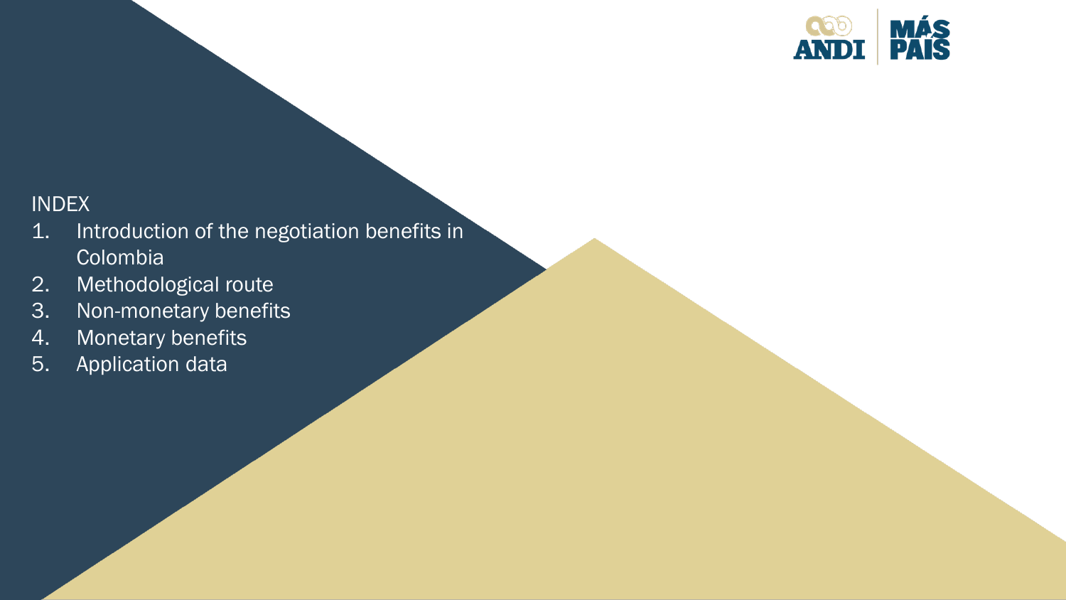INDEX

1. Introduction of the negotiation benefits in Colombia
2. Methodological route
3. Non-monetary benefits
4. Monetary benefits
5. Application data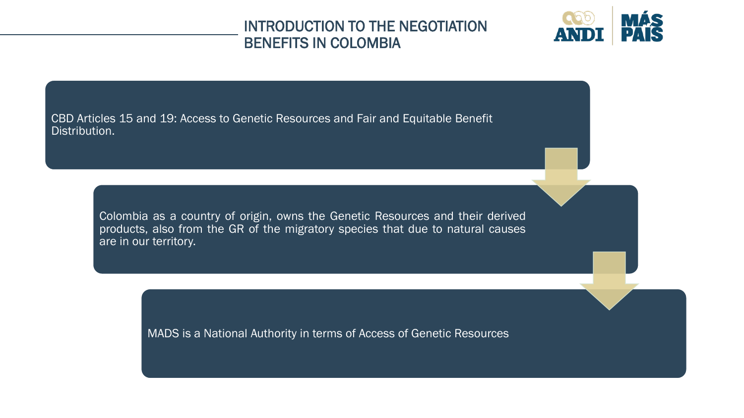# INTRODUCTION TO THE NEGOTIATION BENEFITS IN COLOMBIA

CBD Articles 15 and 19: Access to Genetic Resources and Fair and Equitable Benefit Distribution.

Colombia as a country of origin, owns the Genetic Resources and their derived products, also from the GR of the migratory species that due to natural causes are in our territory.

MADS is a National Authority in terms of Access of Genetic Resources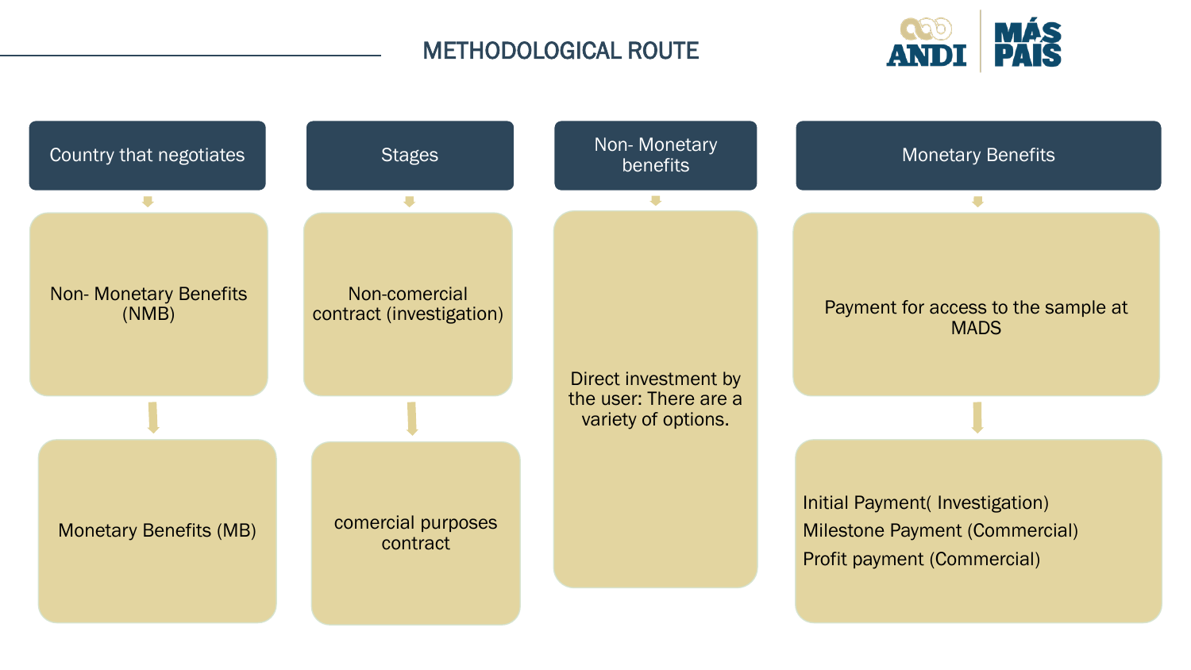# METHODOLOGICAL ROUTE

### Country that negotiates

- Non- Monetary Benefits (NMB)
- Monetary Benefits (MB)

### Stages

- Non-comercial contract (investigation)
- comercial purposes contract

### Non- Monetary benefits

- Direct investment by the user: There are a variety of options.

### Monetary Benefits

- Payment for access to the sample at MADS
- Initial Payment( Investigation)
  Milestone Payment (Commercial)
  Profit payment (Commercial)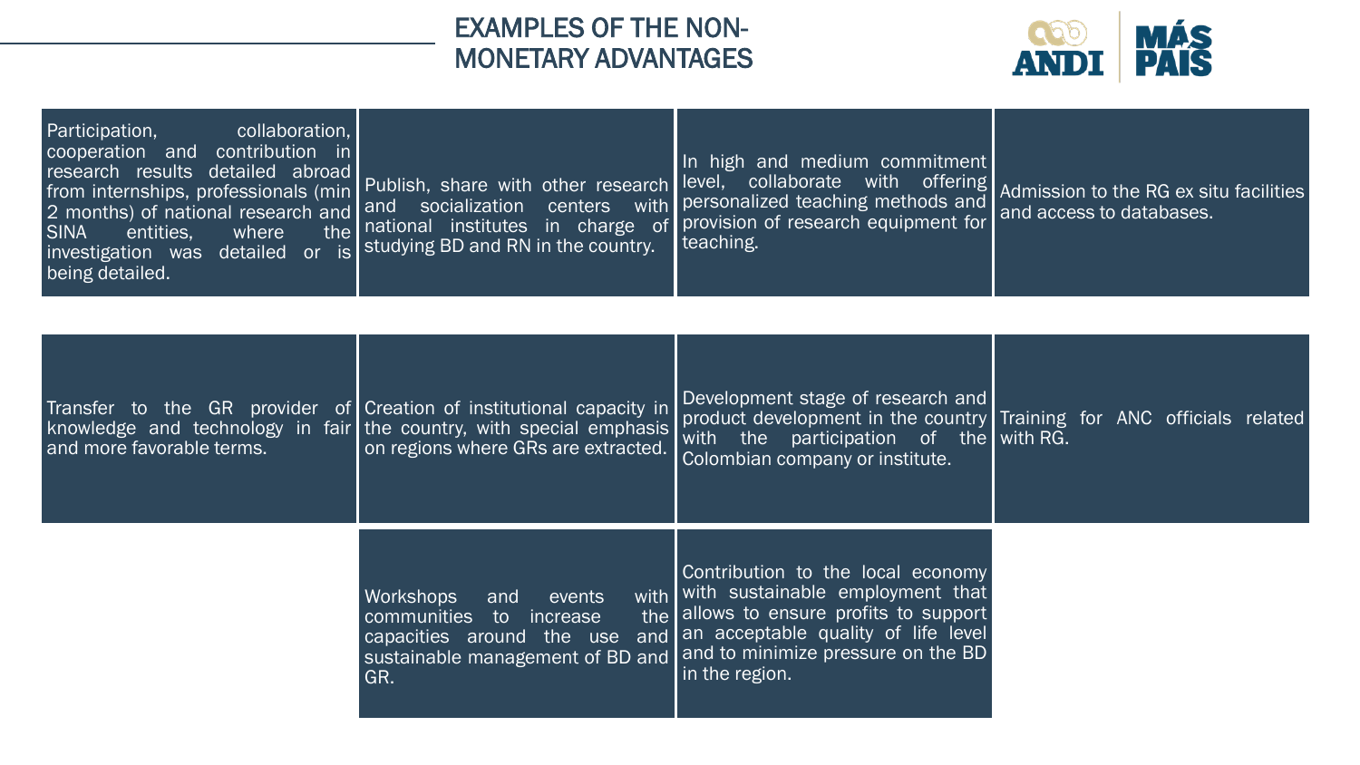# EXAMPLES OF THE NON-MONETARY ADVANTAGES

| | | | |
|---|---|---|---|
| Participation, collaboration, cooperation and contribution in research results detailed abroad from internships, professionals (min 2 months) of national research and SINA entities, where the investigation was detailed or is being detailed. | Publish, share with other research and socialization centers with national institutes in charge of studying BD and RN in the country. | In high and medium commitment level, collaborate with offering personalized teaching methods and provision of research equipment for teaching. | Admission to the RG ex situ facilities and access to databases. |
| Transfer to the GR provider of knowledge and technology in fair and more favorable terms. | Creation of institutional capacity in the country, with special emphasis on regions where GRs are extracted. | Development stage of research and product development in the country with the participation of the Colombian company or institute. | Training for ANC officials related with RG. |
| | Workshops and events with communities to increase the capacities around the use and sustainable management of BD and GR. | Contribution to the local economy with sustainable employment that allows to ensure profits to support an acceptable quality of life level and to minimize pressure on the BD in the region. | |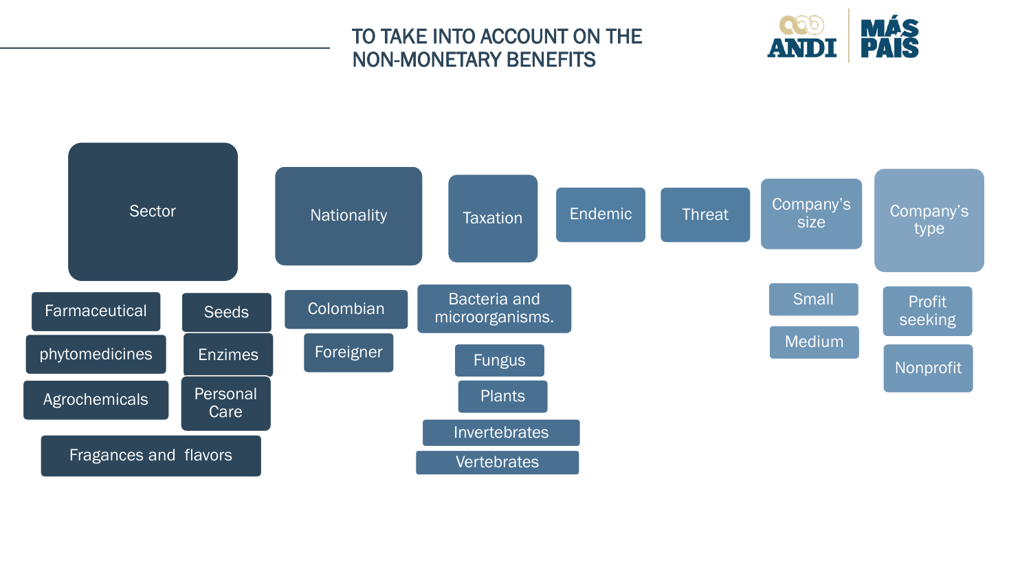# TO TAKE INTO ACCOUNT ON THE NON-MONETARY BENEFITS

- **Sector**
  - Farmaceutical
  - phytomedicines
  - Agrochemicals
  - Seeds
  - Enzimes
  - Personal Care
  - Fragances and flavors
- **Nationality**
  - Colombian
  - Foreigner
- **Taxation**
  - Bacteria and microorganisms.
  - Fungus
  - Plants
  - Invertebrates
  - Vertebrates
- **Endemic**
- **Threat**
- **Company's size**
  - Small
  - Medium
- **Company's type**
  - Profit seeking
  - Nonprofit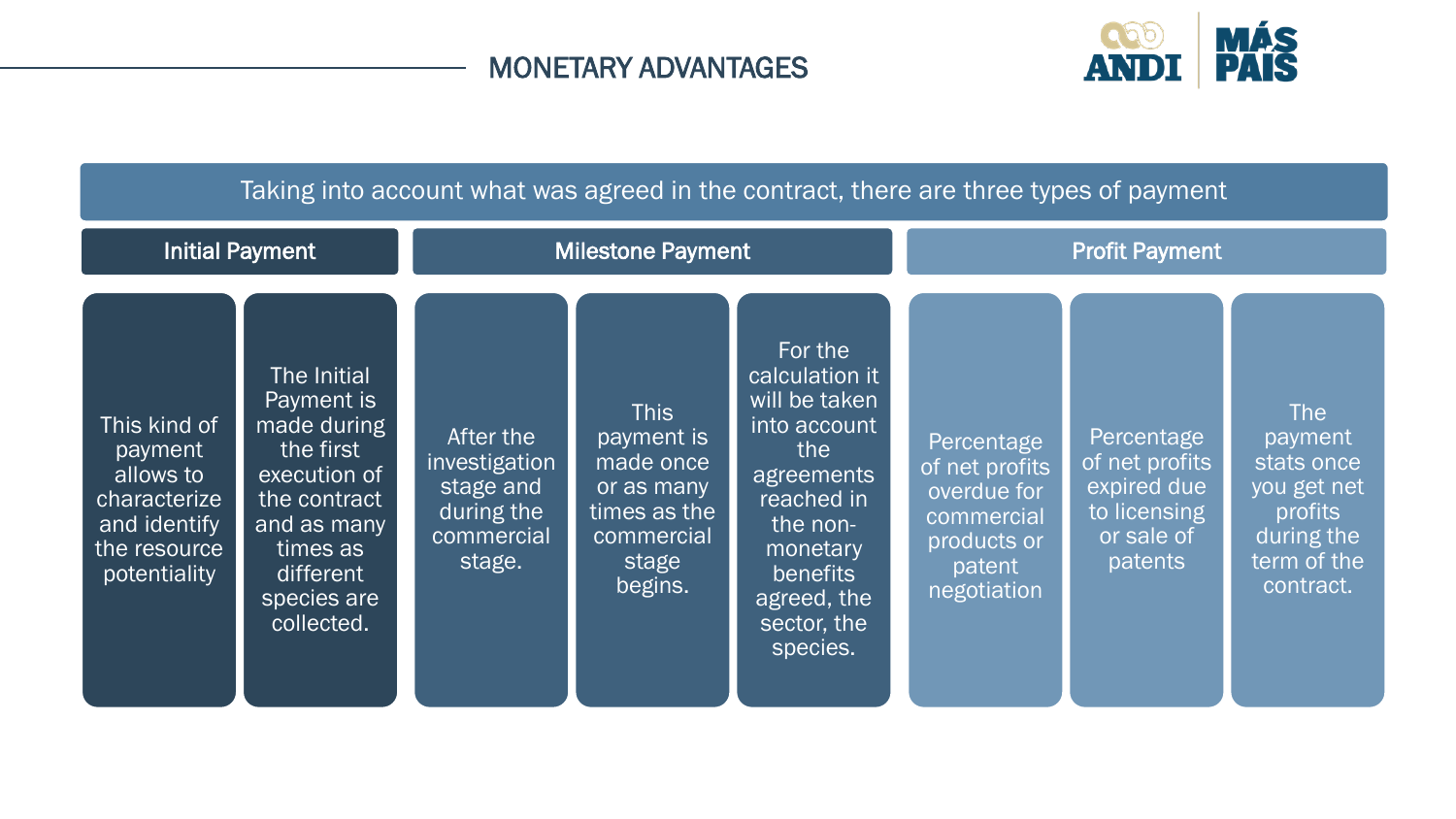## MONETARY ADVANTAGES

Taking into account what was agreed in the contract, there are three types of payment

### Initial Payment

- This kind of payment allows to characterize and identify the resource potentiality
- The Initial Payment is made during the first execution of the contract and as many times as different species are collected.

### Milestone Payment

- After the investigation stage and during the commercial stage.
- This payment is made once or as many times as the commercial stage begins.
- For the calculation it will be taken into account the agreements reached in the non-monetary benefits agreed, the sector, the species.

### Profit Payment

- Percentage of net profits overdue for commercial products or patent negotiation
- Percentage of net profits expired due to licensing or sale of patents
- The payment stats once you get net profits during the term of the contract.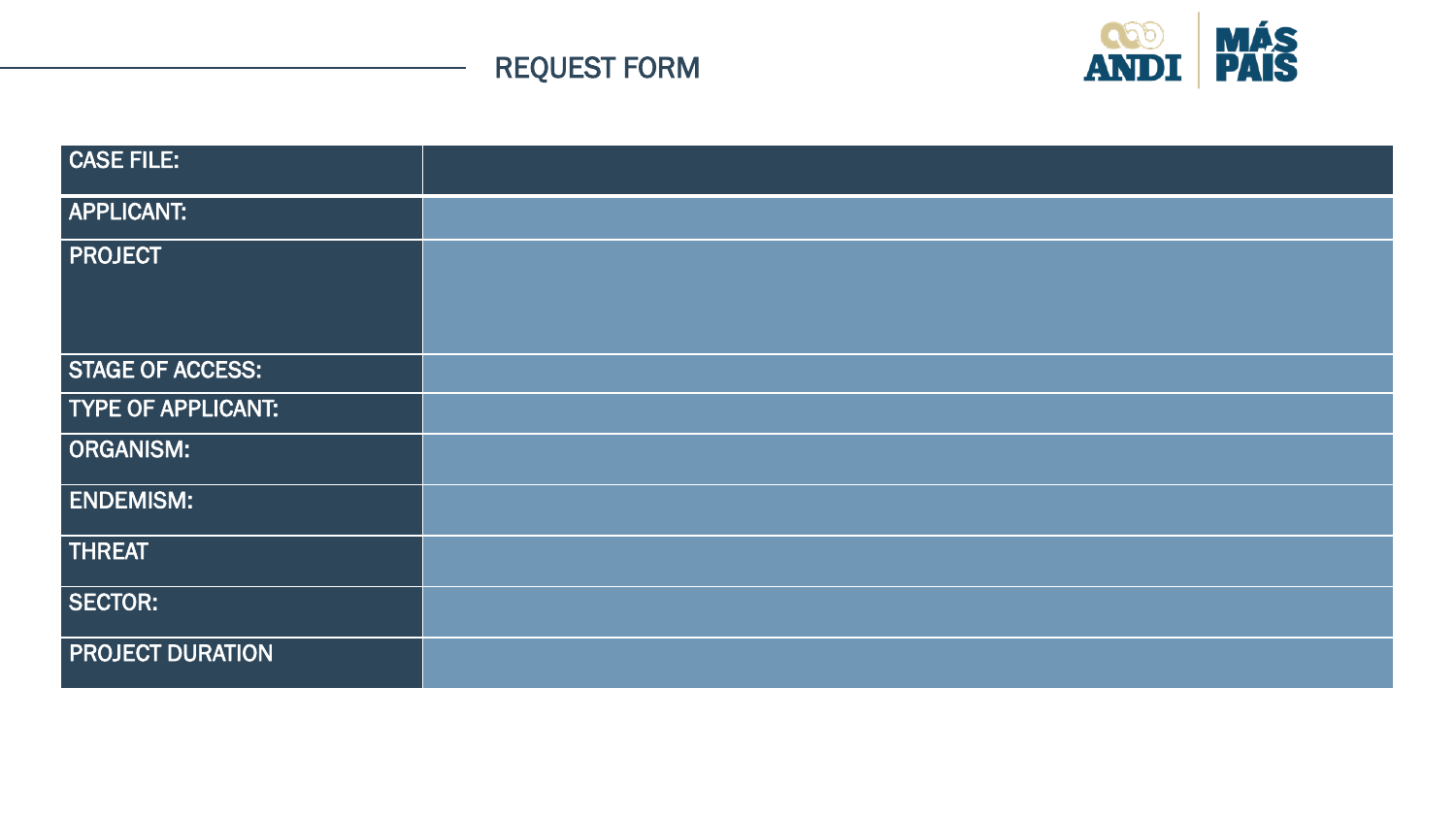## REQUEST FORM

| CASE FILE: | |
|---|---|
| APPLICANT: | |
| PROJECT | |
| STAGE OF ACCESS: | |
| TYPE OF APPLICANT: | |
| ORGANISM: | |
| ENDEMISM: | |
| THREAT | |
| SECTOR: | |
| PROJECT DURATION | |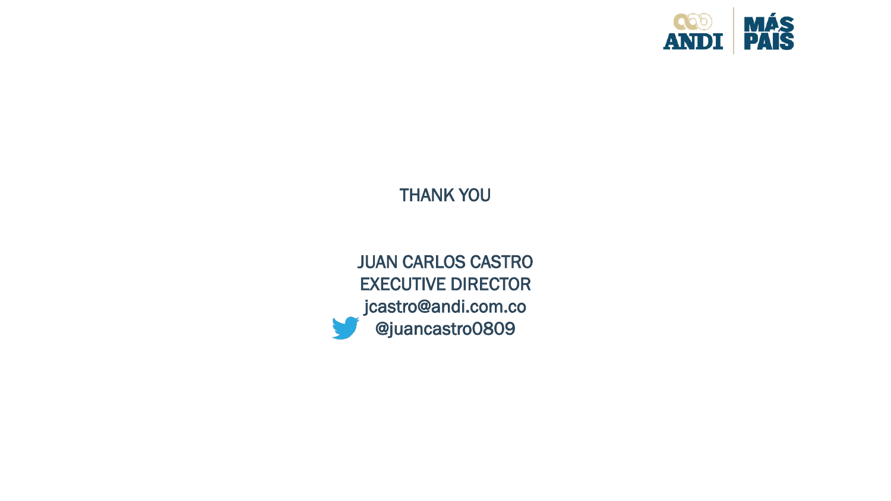THANK YOU

JUAN CARLOS CASTRO
EXECUTIVE DIRECTOR
jcastro@andi.com.co
@juancastro0809